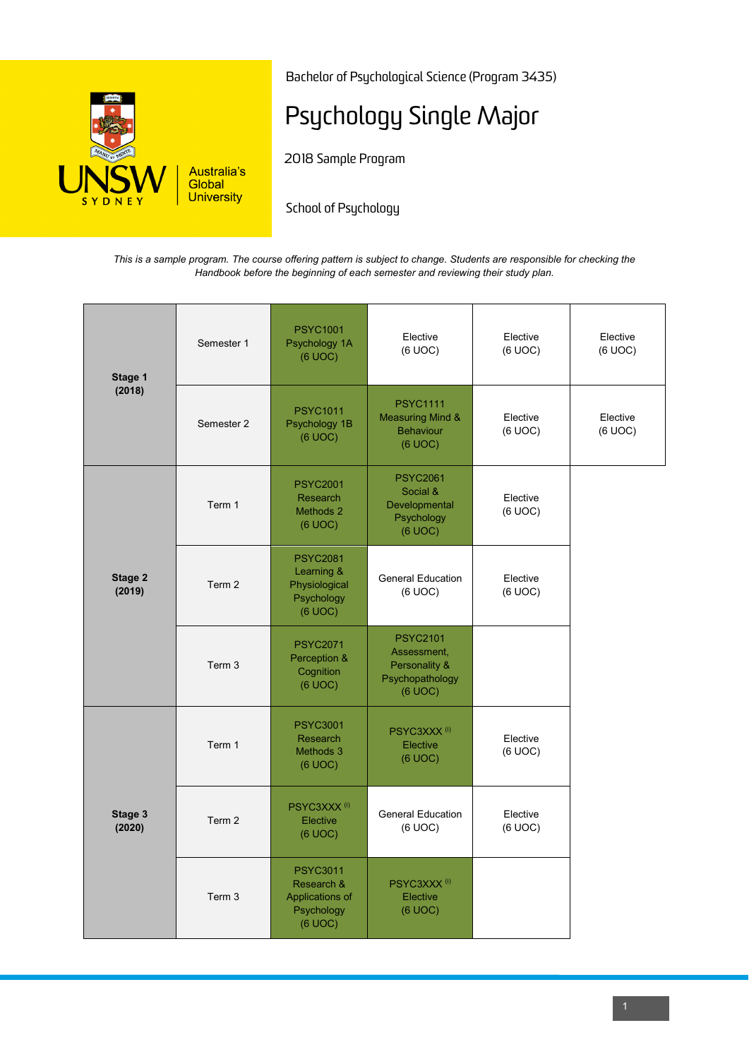Bachelor of Psychological Science (Program 3435)

# Psychology Single Major

2018 Sample Program

School of Psychology

*This is a sample program. The course offering pattern is subject to change. Students are responsible for checking the Handbook before the beginning of each semester and reviewing their study plan.*

| Stage | Period | | | | |
|---|---|---|---|---|---|
| **Stage 1 (2018)** | Semester 1 | PSYC1001 Psychology 1A (6 UOC) | Elective (6 UOC) | Elective (6 UOC) | Elective (6 UOC) |
| | Semester 2 | PSYC1011 Psychology 1B (6 UOC) | PSYC1111 Measuring Mind & Behaviour (6 UOC) | Elective (6 UOC) | Elective (6 UOC) |
| **Stage 2 (2019)** | Term 1 | PSYC2001 Research Methods 2 (6 UOC) | PSYC2061 Social & Developmental Psychology (6 UOC) | Elective (6 UOC) | |
| | Term 2 | PSYC2081 Learning & Physiological Psychology (6 UOC) | General Education (6 UOC) | Elective (6 UOC) | |
| | Term 3 | PSYC2071 Perception & Cognition (6 UOC) | PSYC2101 Assessment, Personality & Psychopathology (6 UOC) | | |
| **Stage 3 (2020)** | Term 1 | PSYC3001 Research Methods 3 (6 UOC) | PSYC3XXX [i] Elective (6 UOC) | Elective (6 UOC) | |
| | Term 2 | PSYC3XXX [i] Elective (6 UOC) | General Education (6 UOC) | Elective (6 UOC) | |
| | Term 3 | PSYC3011 Research & Applications of Psychology (6 UOC) | PSYC3XXX [i] Elective (6 UOC) | | |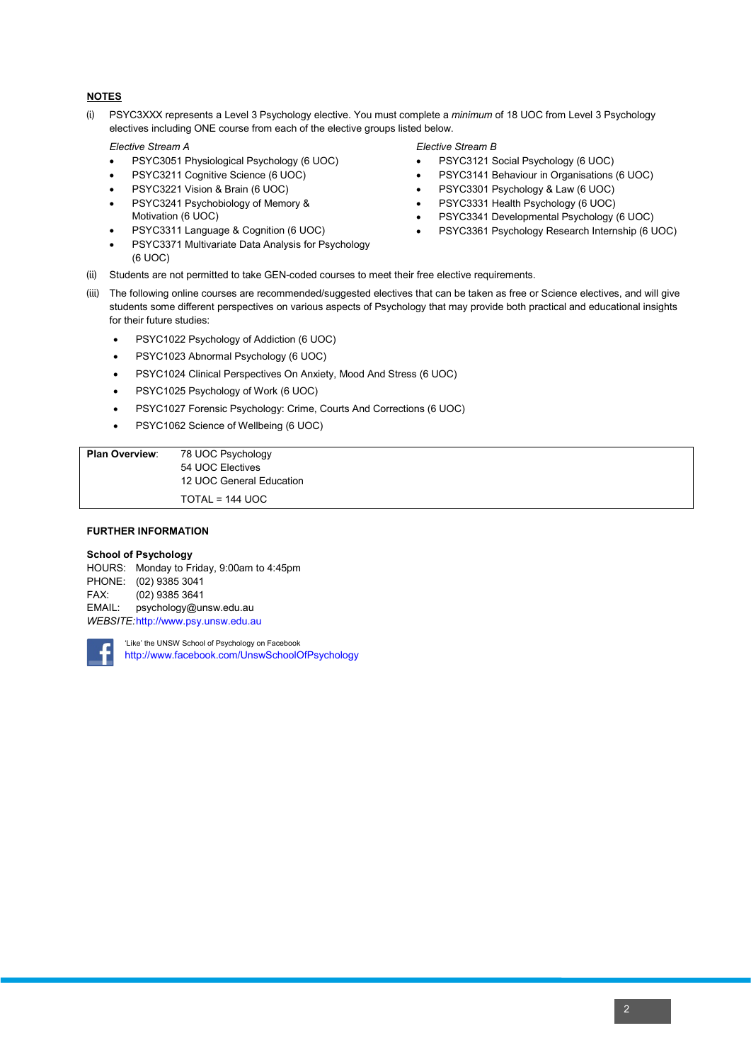**NOTES**

(i) PSYC3XXX represents a Level 3 Psychology elective. You must complete a *minimum* of 18 UOC from Level 3 Psychology electives including ONE course from each of the elective groups listed below.

*Elective Stream A*

- PSYC3051 Physiological Psychology (6 UOC)
- PSYC3211 Cognitive Science (6 UOC)
- PSYC3221 Vision & Brain (6 UOC)
- PSYC3241 Psychobiology of Memory & Motivation (6 UOC)
- PSYC3311 Language & Cognition (6 UOC)
- PSYC3371 Multivariate Data Analysis for Psychology (6 UOC)

*Elective Stream B*

- PSYC3121 Social Psychology (6 UOC)
- PSYC3141 Behaviour in Organisations (6 UOC)
- PSYC3301 Psychology & Law (6 UOC)
- PSYC3331 Health Psychology (6 UOC)
- PSYC3341 Developmental Psychology (6 UOC)
- PSYC3361 Psychology Research Internship (6 UOC)

(ii) Students are not permitted to take GEN-coded courses to meet their free elective requirements.

(iii) The following online courses are recommended/suggested electives that can be taken as free or Science electives, and will give students some different perspectives on various aspects of Psychology that may provide both practical and educational insights for their future studies:

- PSYC1022 Psychology of Addiction (6 UOC)
- PSYC1023 Abnormal Psychology (6 UOC)
- PSYC1024 Clinical Perspectives On Anxiety, Mood And Stress (6 UOC)
- PSYC1025 Psychology of Work (6 UOC)
- PSYC1027 Forensic Psychology: Crime, Courts And Corrections (6 UOC)
- PSYC1062 Science of Wellbeing (6 UOC)

| | |
|---|---|
| **Plan Overview**: | 78 UOC Psychology<br>54 UOC Electives<br>12 UOC General Education<br><br>TOTAL = 144 UOC |

**FURTHER INFORMATION**

**School of Psychology**
HOURS: Monday to Friday, 9:00am to 4:45pm
PHONE: (02) 9385 3041
FAX: (02) 9385 3641
EMAIL: psychology@unsw.edu.au
*WEBSITE*: http://www.psy.unsw.edu.au

'Like' the UNSW School of Psychology on Facebook
http://www.facebook.com/UnswSchoolOfPsychology